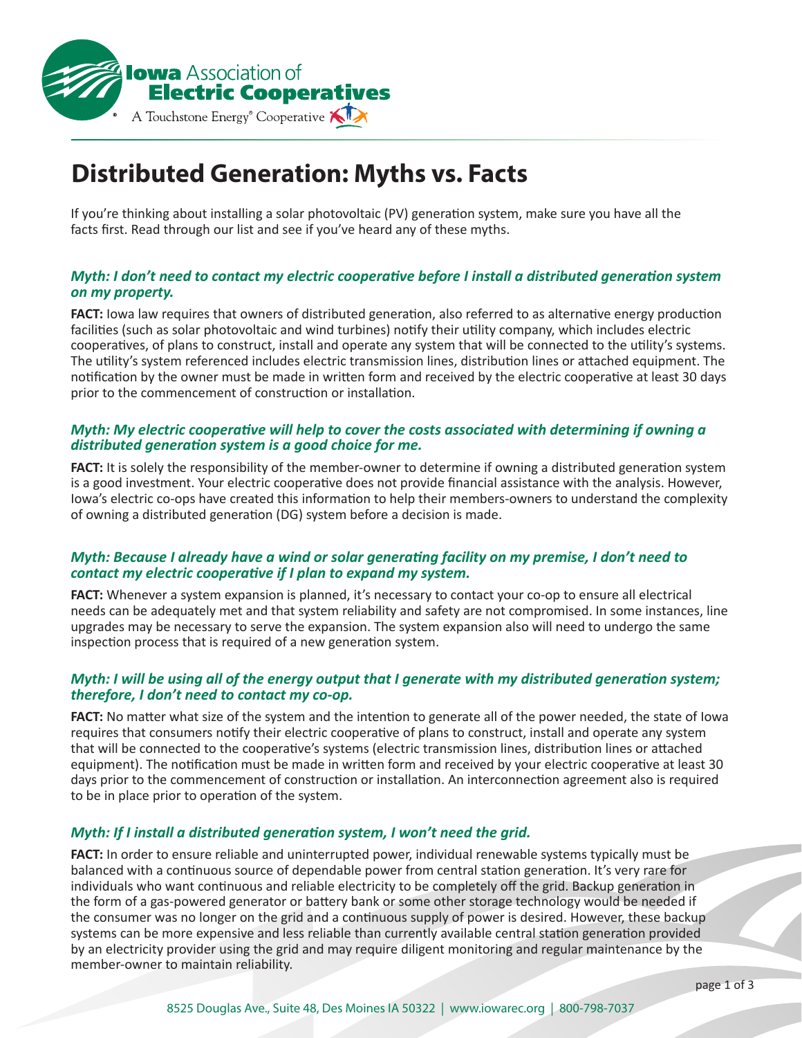# Distributed Generation: Myths vs. Facts

If you're thinking about installing a solar photovoltaic (PV) generation system, make sure you have all the facts first. Read through our list and see if you've heard any of these myths.

### *Myth: I don't need to contact my electric cooperative before I install a distributed generation system on my property.*

**FACT:** Iowa law requires that owners of distributed generation, also referred to as alternative energy production facilities (such as solar photovoltaic and wind turbines) notify their utility company, which includes electric cooperatives, of plans to construct, install and operate any system that will be connected to the utility's systems. The utility's system referenced includes electric transmission lines, distribution lines or attached equipment. The notification by the owner must be made in written form and received by the electric cooperative at least 30 days prior to the commencement of construction or installation.

### *Myth: My electric cooperative will help to cover the costs associated with determining if owning a distributed generation system is a good choice for me.*

**FACT:** It is solely the responsibility of the member-owner to determine if owning a distributed generation system is a good investment. Your electric cooperative does not provide financial assistance with the analysis. However, Iowa's electric co-ops have created this information to help their members-owners to understand the complexity of owning a distributed generation (DG) system before a decision is made.

### *Myth: Because I already have a wind or solar generating facility on my premise, I don't need to contact my electric cooperative if I plan to expand my system.*

**FACT:** Whenever a system expansion is planned, it's necessary to contact your co-op to ensure all electrical needs can be adequately met and that system reliability and safety are not compromised. In some instances, line upgrades may be necessary to serve the expansion. The system expansion also will need to undergo the same inspection process that is required of a new generation system.

### *Myth: I will be using all of the energy output that I generate with my distributed generation system; therefore, I don't need to contact my co-op.*

**FACT:** No matter what size of the system and the intention to generate all of the power needed, the state of Iowa requires that consumers notify their electric cooperative of plans to construct, install and operate any system that will be connected to the cooperative's systems (electric transmission lines, distribution lines or attached equipment). The notification must be made in written form and received by your electric cooperative at least 30 days prior to the commencement of construction or installation. An interconnection agreement also is required to be in place prior to operation of the system.

### *Myth: If I install a distributed generation system, I won't need the grid.*

**FACT:** In order to ensure reliable and uninterrupted power, individual renewable systems typically must be balanced with a continuous source of dependable power from central station generation. It's very rare for individuals who want continuous and reliable electricity to be completely off the grid. Backup generation in the form of a gas-powered generator or battery bank or some other storage technology would be needed if the consumer was no longer on the grid and a continuous supply of power is desired. However, these backup systems can be more expensive and less reliable than currently available central station generation provided by an electricity provider using the grid and may require diligent monitoring and regular maintenance by the member-owner to maintain reliability.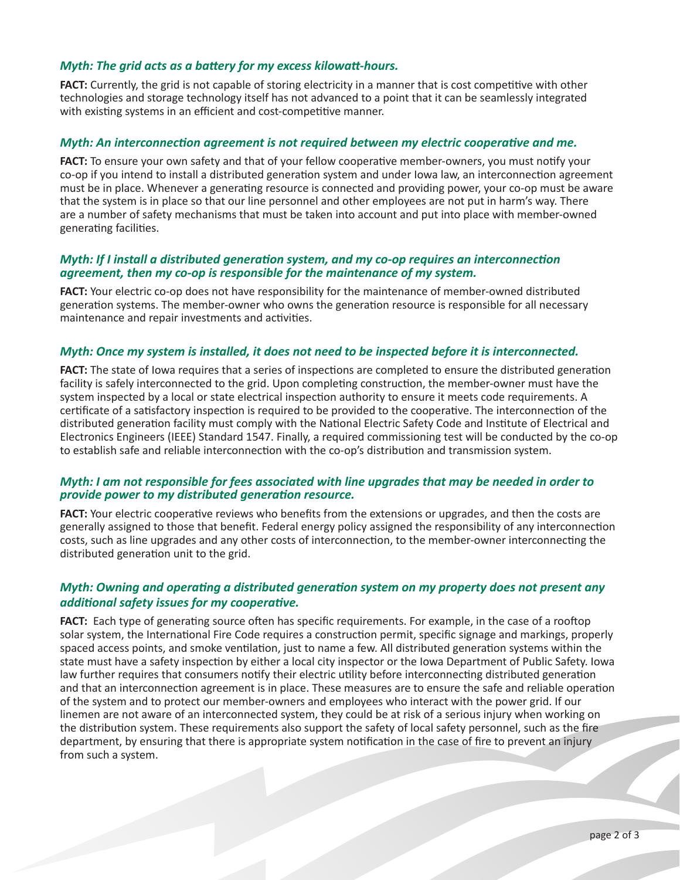***Myth: The grid acts as a battery for my excess kilowatt-hours.***

**FACT:** Currently, the grid is not capable of storing electricity in a manner that is cost competitive with other technologies and storage technology itself has not advanced to a point that it can be seamlessly integrated with existing systems in an efficient and cost-competitive manner.

***Myth: An interconnection agreement is not required between my electric cooperative and me.***

**FACT:** To ensure your own safety and that of your fellow cooperative member-owners, you must notify your co-op if you intend to install a distributed generation system and under Iowa law, an interconnection agreement must be in place. Whenever a generating resource is connected and providing power, your co-op must be aware that the system is in place so that our line personnel and other employees are not put in harm's way. There are a number of safety mechanisms that must be taken into account and put into place with member-owned generating facilities.

***Myth: If I install a distributed generation system, and my co-op requires an interconnection agreement, then my co-op is responsible for the maintenance of my system.***

**FACT:** Your electric co-op does not have responsibility for the maintenance of member-owned distributed generation systems. The member-owner who owns the generation resource is responsible for all necessary maintenance and repair investments and activities.

***Myth: Once my system is installed, it does not need to be inspected before it is interconnected.***

**FACT:** The state of Iowa requires that a series of inspections are completed to ensure the distributed generation facility is safely interconnected to the grid. Upon completing construction, the member-owner must have the system inspected by a local or state electrical inspection authority to ensure it meets code requirements. A certificate of a satisfactory inspection is required to be provided to the cooperative. The interconnection of the distributed generation facility must comply with the National Electric Safety Code and Institute of Electrical and Electronics Engineers (IEEE) Standard 1547. Finally, a required commissioning test will be conducted by the co-op to establish safe and reliable interconnection with the co-op's distribution and transmission system.

***Myth: I am not responsible for fees associated with line upgrades that may be needed in order to provide power to my distributed generation resource.***

**FACT:** Your electric cooperative reviews who benefits from the extensions or upgrades, and then the costs are generally assigned to those that benefit. Federal energy policy assigned the responsibility of any interconnection costs, such as line upgrades and any other costs of interconnection, to the member-owner interconnecting the distributed generation unit to the grid.

***Myth: Owning and operating a distributed generation system on my property does not present any additional safety issues for my cooperative.***

**FACT:** Each type of generating source often has specific requirements. For example, in the case of a rooftop solar system, the International Fire Code requires a construction permit, specific signage and markings, properly spaced access points, and smoke ventilation, just to name a few. All distributed generation systems within the state must have a safety inspection by either a local city inspector or the Iowa Department of Public Safety. Iowa law further requires that consumers notify their electric utility before interconnecting distributed generation and that an interconnection agreement is in place. These measures are to ensure the safe and reliable operation of the system and to protect our member-owners and employees who interact with the power grid. If our linemen are not aware of an interconnected system, they could be at risk of a serious injury when working on the distribution system. These requirements also support the safety of local safety personnel, such as the fire department, by ensuring that there is appropriate system notification in the case of fire to prevent an injury from such a system.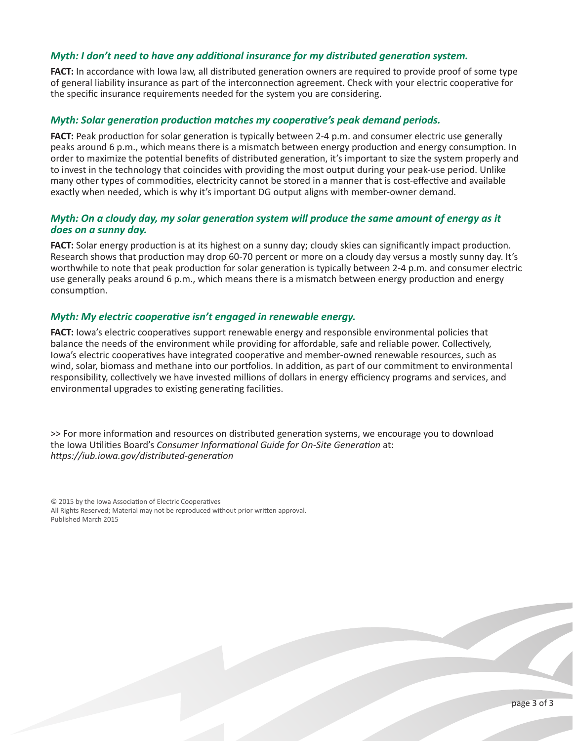### *Myth: I don't need to have any additional insurance for my distributed generation system.*

**FACT:** In accordance with Iowa law, all distributed generation owners are required to provide proof of some type of general liability insurance as part of the interconnection agreement. Check with your electric cooperative for the specific insurance requirements needed for the system you are considering.

### *Myth: Solar generation production matches my cooperative's peak demand periods.*

**FACT:** Peak production for solar generation is typically between 2-4 p.m. and consumer electric use generally peaks around 6 p.m., which means there is a mismatch between energy production and energy consumption. In order to maximize the potential benefits of distributed generation, it's important to size the system properly and to invest in the technology that coincides with providing the most output during your peak-use period. Unlike many other types of commodities, electricity cannot be stored in a manner that is cost-effective and available exactly when needed, which is why it's important DG output aligns with member-owner demand.

### *Myth: On a cloudy day, my solar generation system will produce the same amount of energy as it does on a sunny day.*

**FACT:** Solar energy production is at its highest on a sunny day; cloudy skies can significantly impact production. Research shows that production may drop 60-70 percent or more on a cloudy day versus a mostly sunny day. It's worthwhile to note that peak production for solar generation is typically between 2-4 p.m. and consumer electric use generally peaks around 6 p.m., which means there is a mismatch between energy production and energy consumption.

### *Myth: My electric cooperative isn't engaged in renewable energy.*

**FACT:** Iowa's electric cooperatives support renewable energy and responsible environmental policies that balance the needs of the environment while providing for affordable, safe and reliable power. Collectively, Iowa's electric cooperatives have integrated cooperative and member-owned renewable resources, such as wind, solar, biomass and methane into our portfolios. In addition, as part of our commitment to environmental responsibility, collectively we have invested millions of dollars in energy efficiency programs and services, and environmental upgrades to existing generating facilities.

>> For more information and resources on distributed generation systems, we encourage you to download the Iowa Utilities Board's *Consumer Informational Guide for On-Site Generation* at: *https://iub.iowa.gov/distributed-generation*

© 2015 by the Iowa Association of Electric Cooperatives
All Rights Reserved; Material may not be reproduced without prior written approval.
Published March 2015